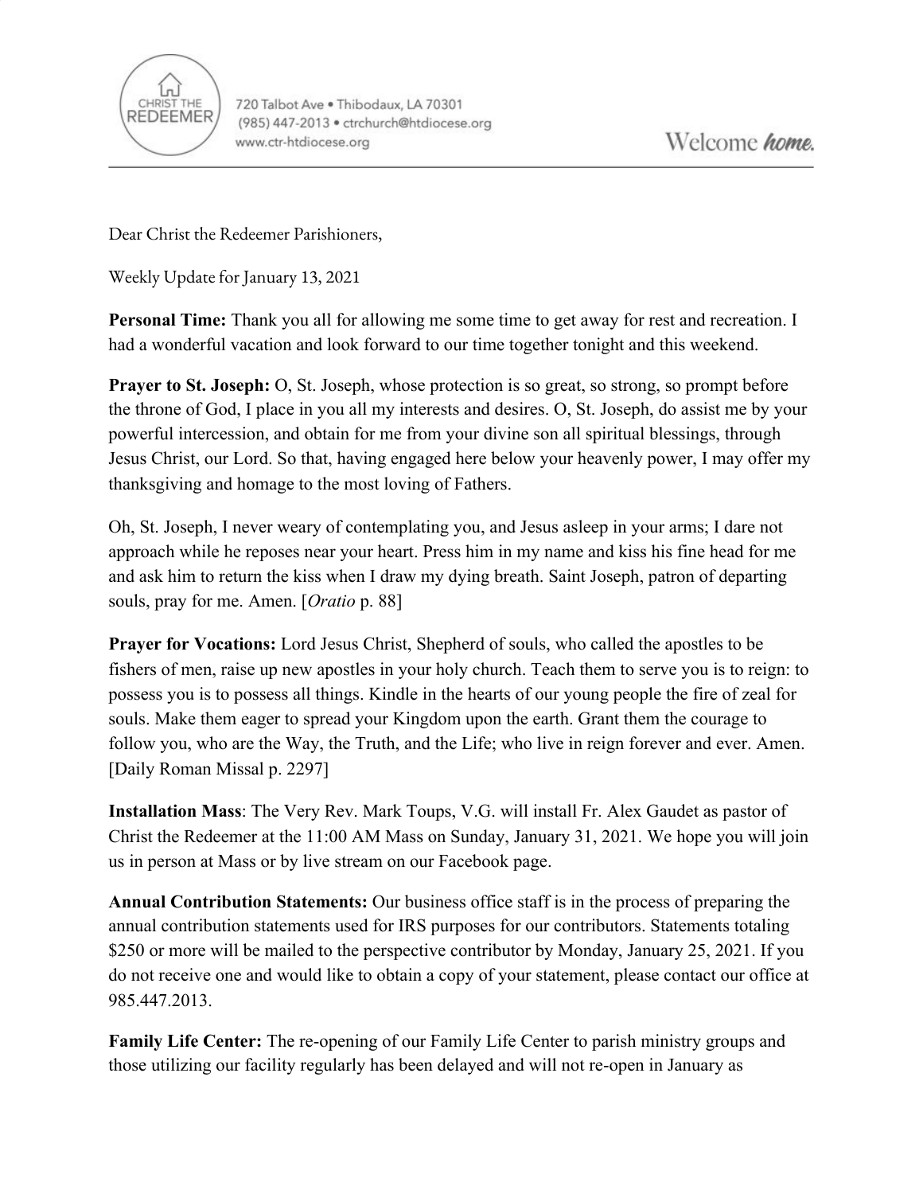CHRIST THE REDEEMER

720 Talbot Ave • Thibodaux, LA 70301
(985) 447-2013 • ctrchurch@htdiocese.org
www.ctr-htdiocese.org

Welcome *home.*

---

Dear Christ the Redeemer Parishioners,

Weekly Update for January 13, 2021

**Personal Time:** Thank you all for allowing me some time to get away for rest and recreation. I had a wonderful vacation and look forward to our time together tonight and this weekend.

**Prayer to St. Joseph:** O, St. Joseph, whose protection is so great, so strong, so prompt before the throne of God, I place in you all my interests and desires. O, St. Joseph, do assist me by your powerful intercession, and obtain for me from your divine son all spiritual blessings, through Jesus Christ, our Lord. So that, having engaged here below your heavenly power, I may offer my thanksgiving and homage to the most loving of Fathers.

Oh, St. Joseph, I never weary of contemplating you, and Jesus asleep in your arms; I dare not approach while he reposes near your heart. Press him in my name and kiss his fine head for me and ask him to return the kiss when I draw my dying breath. Saint Joseph, patron of departing souls, pray for me. Amen. [*Oratio* p. 88]

**Prayer for Vocations:** Lord Jesus Christ, Shepherd of souls, who called the apostles to be fishers of men, raise up new apostles in your holy church. Teach them to serve you is to reign: to possess you is to possess all things. Kindle in the hearts of our young people the fire of zeal for souls. Make them eager to spread your Kingdom upon the earth. Grant them the courage to follow you, who are the Way, the Truth, and the Life; who live in reign forever and ever. Amen. [Daily Roman Missal p. 2297]

**Installation Mass**: The Very Rev. Mark Toups, V.G. will install Fr. Alex Gaudet as pastor of Christ the Redeemer at the 11:00 AM Mass on Sunday, January 31, 2021. We hope you will join us in person at Mass or by live stream on our Facebook page.

**Annual Contribution Statements:** Our business office staff is in the process of preparing the annual contribution statements used for IRS purposes for our contributors. Statements totaling $250 or more will be mailed to the perspective contributor by Monday, January 25, 2021. If you do not receive one and would like to obtain a copy of your statement, please contact our office at 985.447.2013.

**Family Life Center:** The re-opening of our Family Life Center to parish ministry groups and those utilizing our facility regularly has been delayed and will not re-open in January as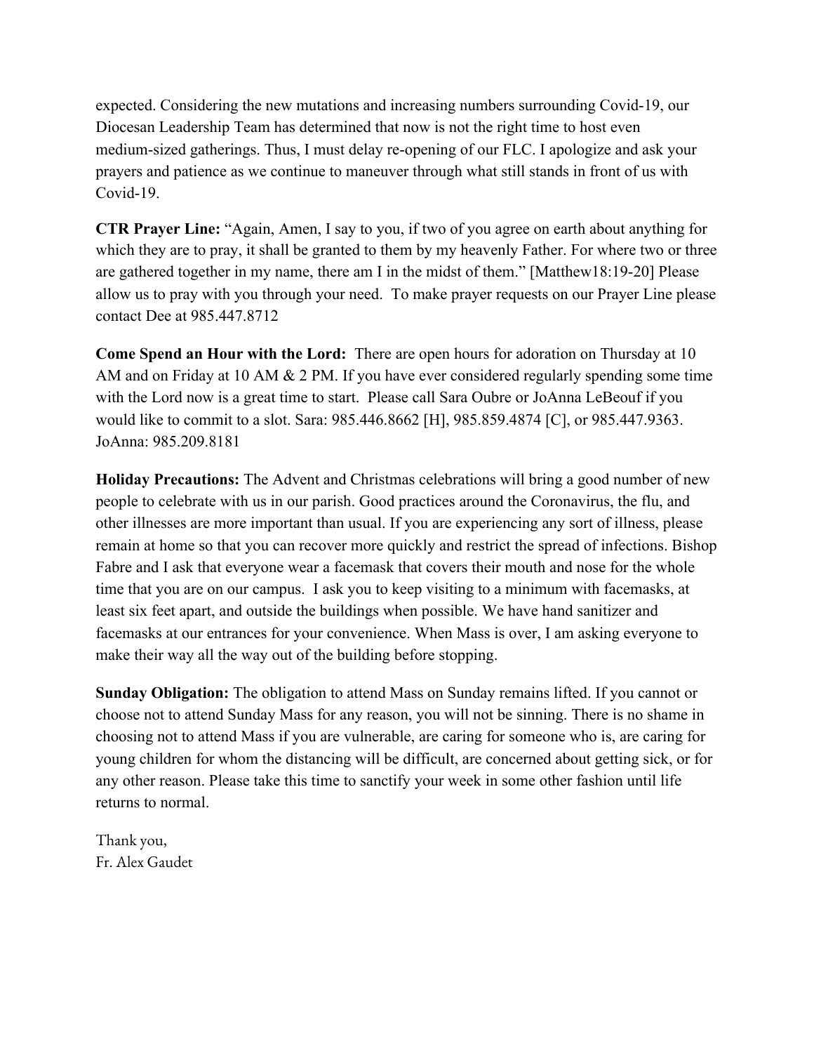expected. Considering the new mutations and increasing numbers surrounding Covid-19, our Diocesan Leadership Team has determined that now is not the right time to host even medium-sized gatherings. Thus, I must delay re-opening of our FLC. I apologize and ask your prayers and patience as we continue to maneuver through what still stands in front of us with Covid-19.

**CTR Prayer Line:** "Again, Amen, I say to you, if two of you agree on earth about anything for which they are to pray, it shall be granted to them by my heavenly Father. For where two or three are gathered together in my name, there am I in the midst of them." [Matthew18:19-20] Please allow us to pray with you through your need. To make prayer requests on our Prayer Line please contact Dee at 985.447.8712

**Come Spend an Hour with the Lord:** There are open hours for adoration on Thursday at 10 AM and on Friday at 10 AM & 2 PM. If you have ever considered regularly spending some time with the Lord is a great time to start. Please call Sara Oubre or JoAnna LeBeouf if you would like to commit to a slot. Sara: 985.446.8662 [H], 985.859.4874 [C], or 985.447.9363. JoAnna: 985.209.8181

**Holiday Precautions:** The Advent and Christmas celebrations will bring a good number of new people to celebrate with us in our parish. Good practices around the Coronavirus, the flu, and other illnesses are more important than usual. If you are experiencing any sort of illness, please remain at home so that you can recover more quickly and restrict the spread of infections. Bishop Fabre and I ask that everyone wear a facemask that covers their mouth and nose for the whole time that you are on our campus. I ask you to keep visiting to a minimum with facemasks, at least six feet apart, and outside the buildings when possible. We have hand sanitizer and facemasks at our entrances for your convenience. When Mass is over, I am asking everyone to make their way all the way out of the building before stopping.

**Sunday Obligation:** The obligation to attend Mass on Sunday remains lifted. If you cannot or choose not to attend Sunday Mass for any reason, you will not be sinning. There is no shame in choosing not to attend Mass if you are vulnerable, are caring for someone who is, are caring for young children for whom the distancing will be difficult, are concerned about getting sick, or for any other reason. Please take this time to sanctify your week in some other fashion until life returns to normal.

Thank you,
Fr. Alex Gaudet